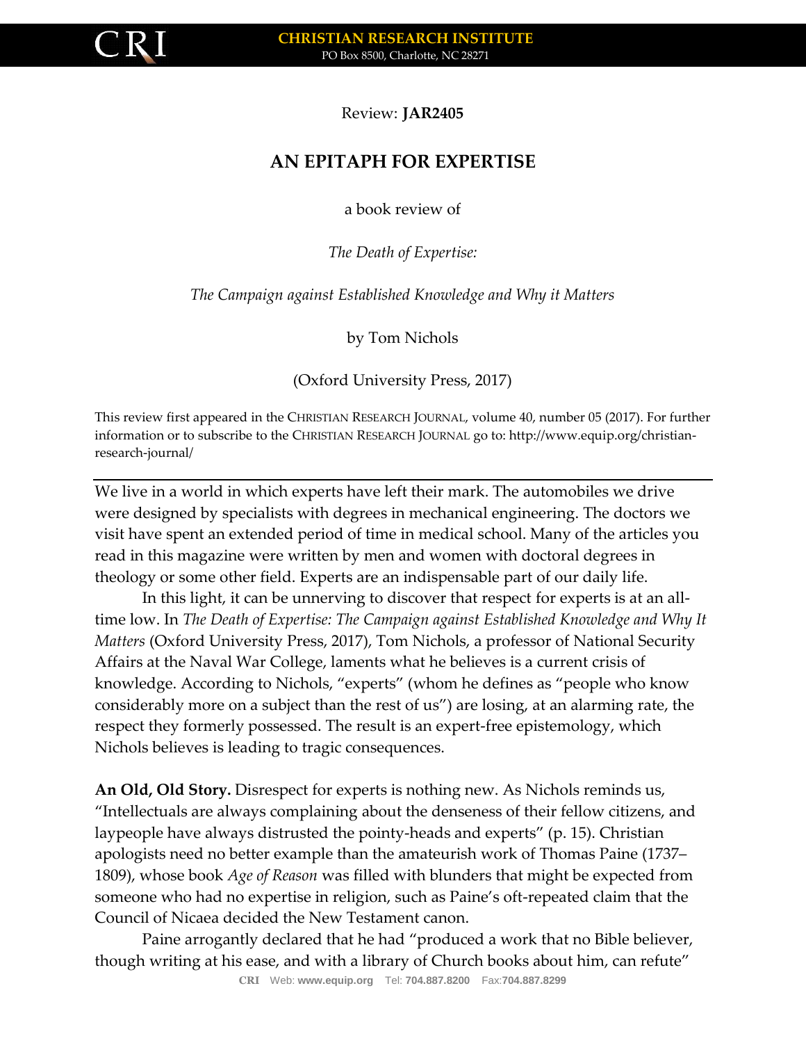Review: **JAR2405**

# AN EPITAPH FOR EXPERTISE

a book review of

*The Death of Expertise:*

*The Campaign against Established Knowledge and Why it Matters*

by Tom Nichols

(Oxford University Press, 2017)

This review first appeared in the CHRISTIAN RESEARCH JOURNAL, volume 40, number 05 (2017). For further information or to subscribe to the CHRISTIAN RESEARCH JOURNAL go to: http://www.equip.org/christian-research-journal/

---

We live in a world in which experts have left their mark. The automobiles we drive were designed by specialists with degrees in mechanical engineering. The doctors we visit have spent an extended period of time in medical school. Many of the articles you read in this magazine were written by men and women with doctoral degrees in theology or some other field. Experts are an indispensable part of our daily life.

In this light, it can be unnerving to discover that respect for experts is at an all-time low. In *The Death of Expertise: The Campaign against Established Knowledge and Why It Matters* (Oxford University Press, 2017), Tom Nichols, a professor of National Security Affairs at the Naval War College, laments what he believes is a current crisis of knowledge. According to Nichols, "experts" (whom he defines as "people who know considerably more on a subject than the rest of us") are losing, at an alarming rate, the respect they formerly possessed. The result is an expert-free epistemology, which Nichols believes is leading to tragic consequences.

**An Old, Old Story.** Disrespect for experts is nothing new. As Nichols reminds us, "Intellectuals are always complaining about the denseness of their fellow citizens, and laypeople have always distrusted the pointy-heads and experts" (p. 15). Christian apologists need no better example than the amateurish work of Thomas Paine (1737–1809), whose book *Age of Reason* was filled with blunders that might be expected from someone who had no expertise in religion, such as Paine's oft-repeated claim that the Council of Nicaea decided the New Testament canon.

Paine arrogantly declared that he had "produced a work that no Bible believer, though writing at his ease, and with a library of Church books about him, can refute"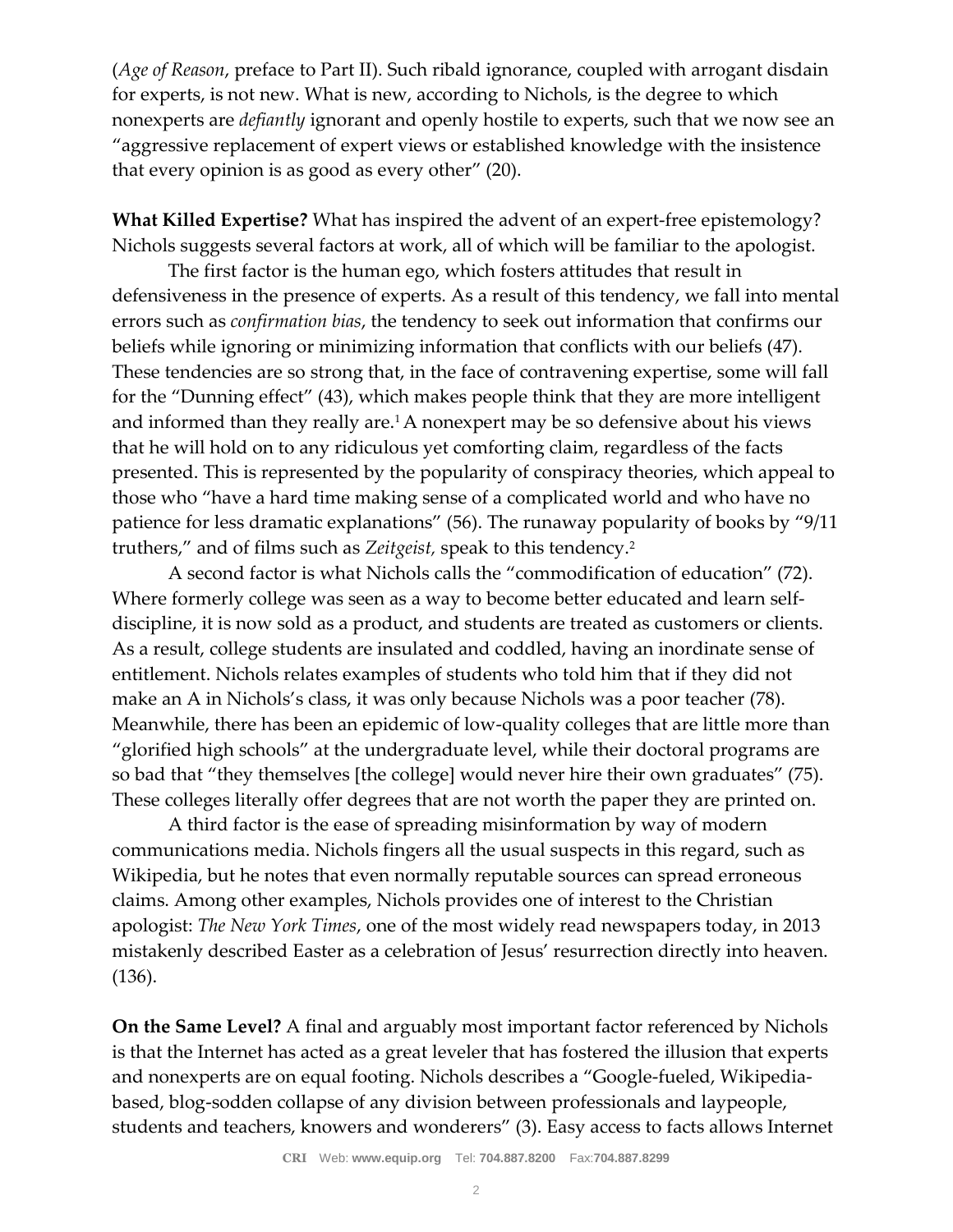(*Age of Reason*, preface to Part II). Such ribald ignorance, coupled with arrogant disdain for experts, is not new. What is new, according to Nichols, is the degree to which nonexperts are *defiantly* ignorant and openly hostile to experts, such that we now see an "aggressive replacement of expert views or established knowledge with the insistence that every opinion is as good as every other" (20).

**What Killed Expertise?** What has inspired the advent of an expert-free epistemology? Nichols suggests several factors at work, all of which will be familiar to the apologist.

The first factor is the human ego, which fosters attitudes that result in defensiveness in the presence of experts. As a result of this tendency, we fall into mental errors such as *confirmation bias*, the tendency to seek out information that confirms our beliefs while ignoring or minimizing information that conflicts with our beliefs (47). These tendencies are so strong that, in the face of contravening expertise, some will fall for the "Dunning effect" (43), which makes people think that they are more intelligent and informed than they really are.[1] A nonexpert may be so defensive about his views that he will hold on to any ridiculous yet comforting claim, regardless of the facts presented. This is represented by the popularity of conspiracy theories, which appeal to those who "have a hard time making sense of a complicated world and who have no patience for less dramatic explanations" (56). The runaway popularity of books by "9/11 truthers," and of films such as *Zeitgeist,* speak to this tendency.[2]

A second factor is what Nichols calls the "commodification of education" (72). Where formerly college was seen as a way to become better educated and learn self-discipline, it is now sold as a product, and students are treated as customers or clients. As a result, college students are insulated and coddled, having an inordinate sense of entitlement. Nichols relates examples of students who told him that if they did not make an A in Nichols's class, it was only because Nichols was a poor teacher (78). Meanwhile, there has been an epidemic of low-quality colleges that are little more than "glorified high schools" at the undergraduate level, while their doctoral programs are so bad that "they themselves [the college] would never hire their own graduates" (75). These colleges literally offer degrees that are not worth the paper they are printed on.

A third factor is the ease of spreading misinformation by way of modern communications media. Nichols fingers all the usual suspects in this regard, such as Wikipedia, but he notes that even normally reputable sources can spread erroneous claims. Among other examples, Nichols provides one of interest to the Christian apologist: *The New York Times*, one of the most widely read newspapers today, in 2013 mistakenly described Easter as a celebration of Jesus' resurrection directly into heaven. (136).

**On the Same Level?** A final and arguably most important factor referenced by Nichols is that the Internet has acted as a great leveler that has fostered the illusion that experts and nonexperts are on equal footing. Nichols describes a "Google-fueled, Wikipedia-based, blog-sodden collapse of any division between professionals and laypeople, students and teachers, knowers and wonderers" (3). Easy access to facts allows Internet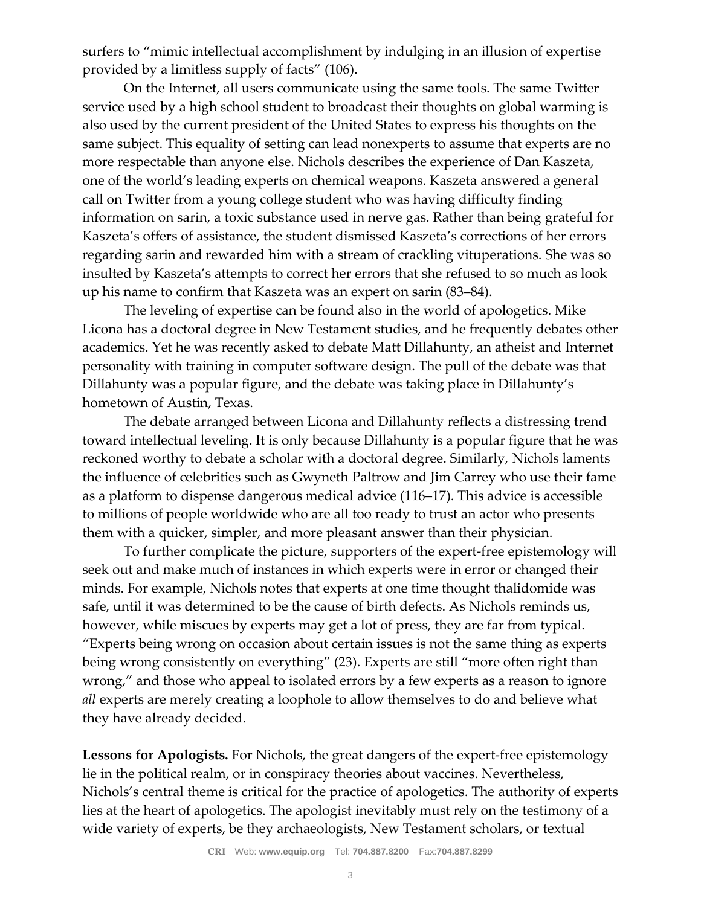surfers to "mimic intellectual accomplishment by indulging in an illusion of expertise provided by a limitless supply of facts" (106).

On the Internet, all users communicate using the same tools. The same Twitter service used by a high school student to broadcast their thoughts on global warming is also used by the current president of the United States to express his thoughts on the same subject. This equality of setting can lead nonexperts to assume that experts are no more respectable than anyone else. Nichols describes the experience of Dan Kaszeta, one of the world's leading experts on chemical weapons. Kaszeta answered a general call on Twitter from a young college student who was having difficulty finding information on sarin, a toxic substance used in nerve gas. Rather than being grateful for Kaszeta's offers of assistance, the student dismissed Kaszeta's corrections of her errors regarding sarin and rewarded him with a stream of crackling vituperations. She was so insulted by Kaszeta's attempts to correct her errors that she refused to so much as look up his name to confirm that Kaszeta was an expert on sarin (83–84).

The leveling of expertise can be found also in the world of apologetics. Mike Licona has a doctoral degree in New Testament studies, and he frequently debates other academics. Yet he was recently asked to debate Matt Dillahunty, an atheist and Internet personality with training in computer software design. The pull of the debate was that Dillahunty was a popular figure, and the debate was taking place in Dillahunty's hometown of Austin, Texas.

The debate arranged between Licona and Dillahunty reflects a distressing trend toward intellectual leveling. It is only because Dillahunty is a popular figure that he was reckoned worthy to debate a scholar with a doctoral degree. Similarly, Nichols laments the influence of celebrities such as Gwyneth Paltrow and Jim Carrey who use their fame as a platform to dispense dangerous medical advice (116–17). This advice is accessible to millions of people worldwide who are all too ready to trust an actor who presents them with a quicker, simpler, and more pleasant answer than their physician.

To further complicate the picture, supporters of the expert-free epistemology will seek out and make much of instances in which experts were in error or changed their minds. For example, Nichols notes that experts at one time thought thalidomide was safe, until it was determined to be the cause of birth defects. As Nichols reminds us, however, while miscues by experts may get a lot of press, they are far from typical. "Experts being wrong on occasion about certain issues is not the same thing as experts being wrong consistently on everything" (23). Experts are still "more often right than wrong," and those who appeal to isolated errors by a few experts as a reason to ignore *all* experts are merely creating a loophole to allow themselves to do and believe what they have already decided.

**Lessons for Apologists.** For Nichols, the great dangers of the expert-free epistemology lie in the political realm, or in conspiracy theories about vaccines. Nevertheless, Nichols's central theme is critical for the practice of apologetics. The authority of experts lies at the heart of apologetics. The apologist inevitably must rely on the testimony of a wide variety of experts, be they archaeologists, New Testament scholars, or textual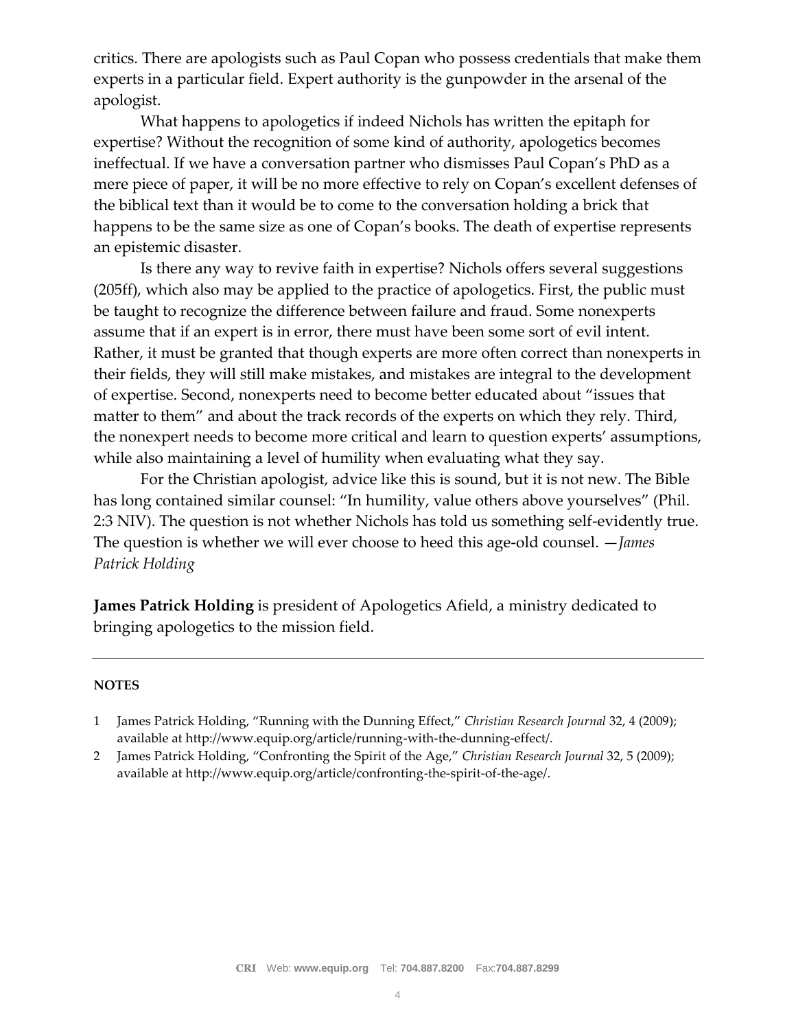critics. There are apologists such as Paul Copan who possess credentials that make them experts in a particular field. Expert authority is the gunpowder in the arsenal of the apologist.

What happens to apologetics if indeed Nichols has written the epitaph for expertise? Without the recognition of some kind of authority, apologetics becomes ineffectual. If we have a conversation partner who dismisses Paul Copan's PhD as a mere piece of paper, it will be no more effective to rely on Copan's excellent defenses of the biblical text than it would be to come to the conversation holding a brick that happens to be the same size as one of Copan's books. The death of expertise represents an epistemic disaster.

Is there any way to revive faith in expertise? Nichols offers several suggestions (205ff), which also may be applied to the practice of apologetics. First, the public must be taught to recognize the difference between failure and fraud. Some nonexperts assume that if an expert is in error, there must have been some sort of evil intent. Rather, it must be granted that though experts are more often correct than nonexperts in their fields, they will still make mistakes, and mistakes are integral to the development of expertise. Second, nonexperts need to become better educated about "issues that matter to them" and about the track records of the experts on which they rely. Third, the nonexpert needs to become more critical and learn to question experts' assumptions, while also maintaining a level of humility when evaluating what they say.

For the Christian apologist, advice like this is sound, but it is not new. The Bible has long contained similar counsel: "In humility, value others above yourselves" (Phil. 2:3 NIV). The question is not whether Nichols has told us something self-evidently true. The question is whether we will ever choose to heed this age-old counsel. —*James Patrick Holding*

**James Patrick Holding** is president of Apologetics Afield, a ministry dedicated to bringing apologetics to the mission field.

---

**NOTES**

1. James Patrick Holding, "Running with the Dunning Effect," *Christian Research Journal* 32, 4 (2009); available at http://www.equip.org/article/running-with-the-dunning-effect/.
2. James Patrick Holding, "Confronting the Spirit of the Age," *Christian Research Journal* 32, 5 (2009); available at http://www.equip.org/article/confronting-the-spirit-of-the-age/.